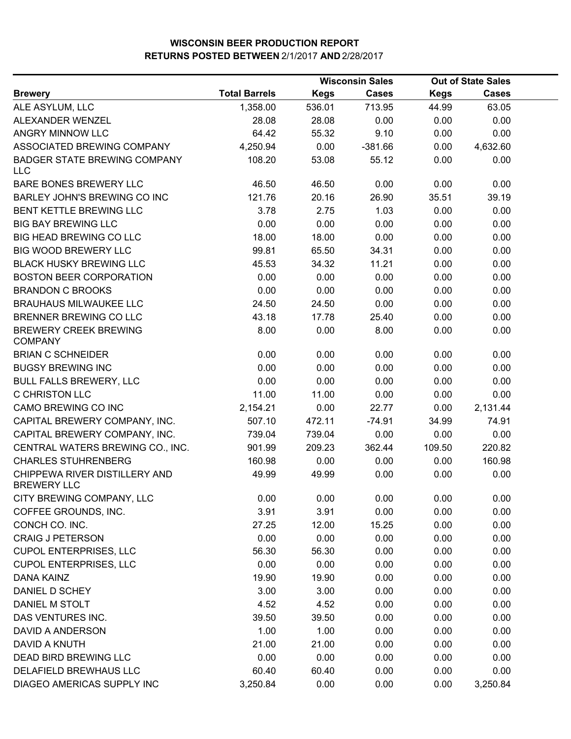# WISCONSIN BEER PRODUCTION REPORT

## RETURNS POSTED BETWEEN 2/1/2017 AND 2/28/2017

| | | Wisconsin Sales | | Out of State Sales | |
|---|---|---|---|---|---|
| **Brewery** | **Total Barrels** | **Kegs** | **Cases** | **Kegs** | **Cases** |
| ALE ASYLUM, LLC | 1,358.00 | 536.01 | 713.95 | 44.99 | 63.05 |
| ALEXANDER WENZEL | 28.08 | 28.08 | 0.00 | 0.00 | 0.00 |
| ANGRY MINNOW LLC | 64.42 | 55.32 | 9.10 | 0.00 | 0.00 |
| ASSOCIATED BREWING COMPANY | 4,250.94 | 0.00 | -381.66 | 0.00 | 4,632.60 |
| BADGER STATE BREWING COMPANY LLC | 108.20 | 53.08 | 55.12 | 0.00 | 0.00 |
| BARE BONES BREWERY LLC | 46.50 | 46.50 | 0.00 | 0.00 | 0.00 |
| BARLEY JOHN'S BREWING CO INC | 121.76 | 20.16 | 26.90 | 35.51 | 39.19 |
| BENT KETTLE BREWING LLC | 3.78 | 2.75 | 1.03 | 0.00 | 0.00 |
| BIG BAY BREWING LLC | 0.00 | 0.00 | 0.00 | 0.00 | 0.00 |
| BIG HEAD BREWING CO LLC | 18.00 | 18.00 | 0.00 | 0.00 | 0.00 |
| BIG WOOD BREWERY LLC | 99.81 | 65.50 | 34.31 | 0.00 | 0.00 |
| BLACK HUSKY BREWING LLC | 45.53 | 34.32 | 11.21 | 0.00 | 0.00 |
| BOSTON BEER CORPORATION | 0.00 | 0.00 | 0.00 | 0.00 | 0.00 |
| BRANDON C BROOKS | 0.00 | 0.00 | 0.00 | 0.00 | 0.00 |
| BRAUHAUS MILWAUKEE LLC | 24.50 | 24.50 | 0.00 | 0.00 | 0.00 |
| BRENNER BREWING CO LLC | 43.18 | 17.78 | 25.40 | 0.00 | 0.00 |
| BREWERY CREEK BREWING COMPANY | 8.00 | 0.00 | 8.00 | 0.00 | 0.00 |
| BRIAN C SCHNEIDER | 0.00 | 0.00 | 0.00 | 0.00 | 0.00 |
| BUGSY BREWING INC | 0.00 | 0.00 | 0.00 | 0.00 | 0.00 |
| BULL FALLS BREWERY, LLC | 0.00 | 0.00 | 0.00 | 0.00 | 0.00 |
| C CHRISTON LLC | 11.00 | 11.00 | 0.00 | 0.00 | 0.00 |
| CAMO BREWING CO INC | 2,154.21 | 0.00 | 22.77 | 0.00 | 2,131.44 |
| CAPITAL BREWERY COMPANY, INC. | 507.10 | 472.11 | -74.91 | 34.99 | 74.91 |
| CAPITAL BREWERY COMPANY, INC. | 739.04 | 739.04 | 0.00 | 0.00 | 0.00 |
| CENTRAL WATERS BREWING CO., INC. | 901.99 | 209.23 | 362.44 | 109.50 | 220.82 |
| CHARLES STUHRENBERG | 160.98 | 0.00 | 0.00 | 0.00 | 160.98 |
| CHIPPEWA RIVER DISTILLERY AND BREWERY LLC | 49.99 | 49.99 | 0.00 | 0.00 | 0.00 |
| CITY BREWING COMPANY, LLC | 0.00 | 0.00 | 0.00 | 0.00 | 0.00 |
| COFFEE GROUNDS, INC. | 3.91 | 3.91 | 0.00 | 0.00 | 0.00 |
| CONCH CO. INC. | 27.25 | 12.00 | 15.25 | 0.00 | 0.00 |
| CRAIG J PETERSON | 0.00 | 0.00 | 0.00 | 0.00 | 0.00 |
| CUPOL ENTERPRISES, LLC | 56.30 | 56.30 | 0.00 | 0.00 | 0.00 |
| CUPOL ENTERPRISES, LLC | 0.00 | 0.00 | 0.00 | 0.00 | 0.00 |
| DANA KAINZ | 19.90 | 19.90 | 0.00 | 0.00 | 0.00 |
| DANIEL D SCHEY | 3.00 | 3.00 | 0.00 | 0.00 | 0.00 |
| DANIEL M STOLT | 4.52 | 4.52 | 0.00 | 0.00 | 0.00 |
| DAS VENTURES INC. | 39.50 | 39.50 | 0.00 | 0.00 | 0.00 |
| DAVID A ANDERSON | 1.00 | 1.00 | 0.00 | 0.00 | 0.00 |
| DAVID A KNUTH | 21.00 | 21.00 | 0.00 | 0.00 | 0.00 |
| DEAD BIRD BREWING LLC | 0.00 | 0.00 | 0.00 | 0.00 | 0.00 |
| DELAFIELD BREWHAUS LLC | 60.40 | 60.40 | 0.00 | 0.00 | 0.00 |
| DIAGEO AMERICAS SUPPLY INC | 3,250.84 | 0.00 | 0.00 | 0.00 | 3,250.84 |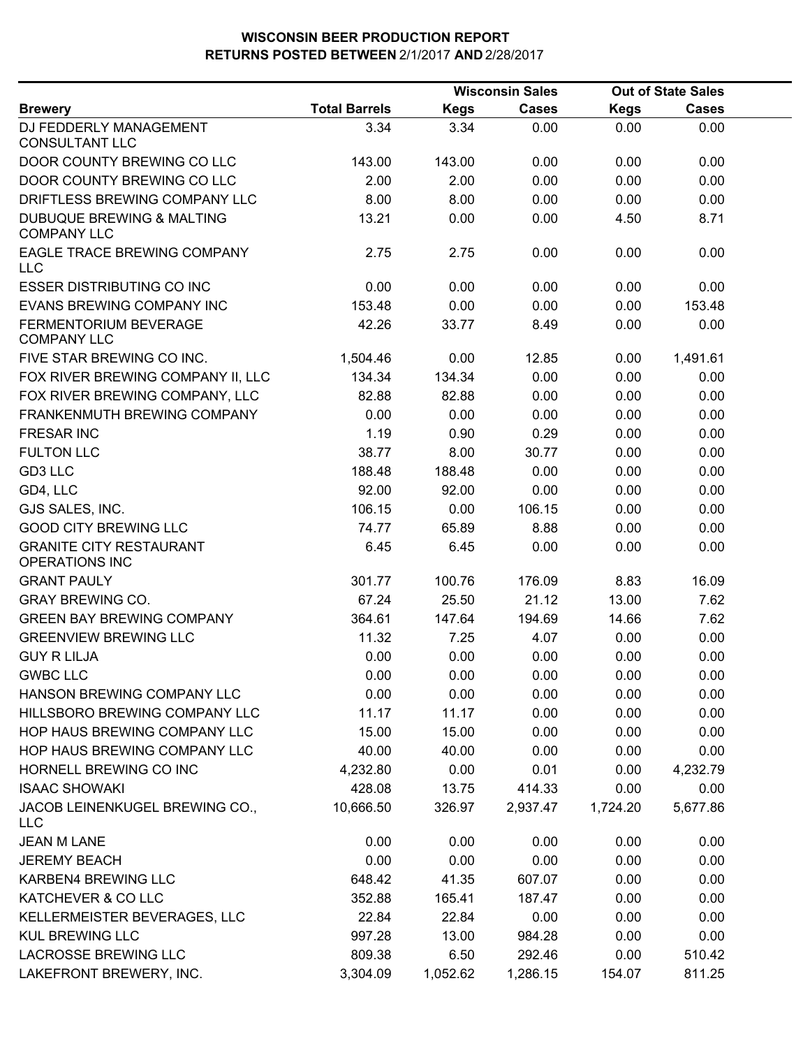# WISCONSIN BEER PRODUCTION REPORT
## RETURNS POSTED BETWEEN 2/1/2017 AND 2/28/2017

| Brewery | Total Barrels | Wisconsin Sales Kegs | Wisconsin Sales Cases | Out of State Sales Kegs | Out of State Sales Cases |
|---|---|---|---|---|---|
| DJ FEDDERLY MANAGEMENT CONSULTANT LLC | 3.34 | 3.34 | 0.00 | 0.00 | 0.00 |
| DOOR COUNTY BREWING CO LLC | 143.00 | 143.00 | 0.00 | 0.00 | 0.00 |
| DOOR COUNTY BREWING CO LLC | 2.00 | 2.00 | 0.00 | 0.00 | 0.00 |
| DRIFTLESS BREWING COMPANY LLC | 8.00 | 8.00 | 0.00 | 0.00 | 0.00 |
| DUBUQUE BREWING & MALTING COMPANY LLC | 13.21 | 0.00 | 0.00 | 4.50 | 8.71 |
| EAGLE TRACE BREWING COMPANY LLC | 2.75 | 2.75 | 0.00 | 0.00 | 0.00 |
| ESSER DISTRIBUTING CO INC | 0.00 | 0.00 | 0.00 | 0.00 | 0.00 |
| EVANS BREWING COMPANY INC | 153.48 | 0.00 | 0.00 | 0.00 | 153.48 |
| FERMENTORIUM BEVERAGE COMPANY LLC | 42.26 | 33.77 | 8.49 | 0.00 | 0.00 |
| FIVE STAR BREWING CO INC. | 1,504.46 | 0.00 | 12.85 | 0.00 | 1,491.61 |
| FOX RIVER BREWING COMPANY II, LLC | 134.34 | 134.34 | 0.00 | 0.00 | 0.00 |
| FOX RIVER BREWING COMPANY, LLC | 82.88 | 82.88 | 0.00 | 0.00 | 0.00 |
| FRANKENMUTH BREWING COMPANY | 0.00 | 0.00 | 0.00 | 0.00 | 0.00 |
| FRESAR INC | 1.19 | 0.90 | 0.29 | 0.00 | 0.00 |
| FULTON LLC | 38.77 | 8.00 | 30.77 | 0.00 | 0.00 |
| GD3 LLC | 188.48 | 188.48 | 0.00 | 0.00 | 0.00 |
| GD4, LLC | 92.00 | 92.00 | 0.00 | 0.00 | 0.00 |
| GJS SALES, INC. | 106.15 | 0.00 | 106.15 | 0.00 | 0.00 |
| GOOD CITY BREWING LLC | 74.77 | 65.89 | 8.88 | 0.00 | 0.00 |
| GRANITE CITY RESTAURANT OPERATIONS INC | 6.45 | 6.45 | 0.00 | 0.00 | 0.00 |
| GRANT PAULY | 301.77 | 100.76 | 176.09 | 8.83 | 16.09 |
| GRAY BREWING CO. | 67.24 | 25.50 | 21.12 | 13.00 | 7.62 |
| GREEN BAY BREWING COMPANY | 364.61 | 147.64 | 194.69 | 14.66 | 7.62 |
| GREENVIEW BREWING LLC | 11.32 | 7.25 | 4.07 | 0.00 | 0.00 |
| GUY R LILJA | 0.00 | 0.00 | 0.00 | 0.00 | 0.00 |
| GWBC LLC | 0.00 | 0.00 | 0.00 | 0.00 | 0.00 |
| HANSON BREWING COMPANY LLC | 0.00 | 0.00 | 0.00 | 0.00 | 0.00 |
| HILLSBORO BREWING COMPANY LLC | 11.17 | 11.17 | 0.00 | 0.00 | 0.00 |
| HOP HAUS BREWING COMPANY LLC | 15.00 | 15.00 | 0.00 | 0.00 | 0.00 |
| HOP HAUS BREWING COMPANY LLC | 40.00 | 40.00 | 0.00 | 0.00 | 0.00 |
| HORNELL BREWING CO INC | 4,232.80 | 0.00 | 0.01 | 0.00 | 4,232.79 |
| ISAAC SHOWAKI | 428.08 | 13.75 | 414.33 | 0.00 | 0.00 |
| JACOB LEINENKUGEL BREWING CO., LLC | 10,666.50 | 326.97 | 2,937.47 | 1,724.20 | 5,677.86 |
| JEAN M LANE | 0.00 | 0.00 | 0.00 | 0.00 | 0.00 |
| JEREMY BEACH | 0.00 | 0.00 | 0.00 | 0.00 | 0.00 |
| KARBEN4 BREWING LLC | 648.42 | 41.35 | 607.07 | 0.00 | 0.00 |
| KATCHEVER & CO LLC | 352.88 | 165.41 | 187.47 | 0.00 | 0.00 |
| KELLERMEISTER BEVERAGES, LLC | 22.84 | 22.84 | 0.00 | 0.00 | 0.00 |
| KUL BREWING LLC | 997.28 | 13.00 | 984.28 | 0.00 | 0.00 |
| LACROSSE BREWING LLC | 809.38 | 6.50 | 292.46 | 0.00 | 510.42 |
| LAKEFRONT BREWERY, INC. | 3,304.09 | 1,052.62 | 1,286.15 | 154.07 | 811.25 |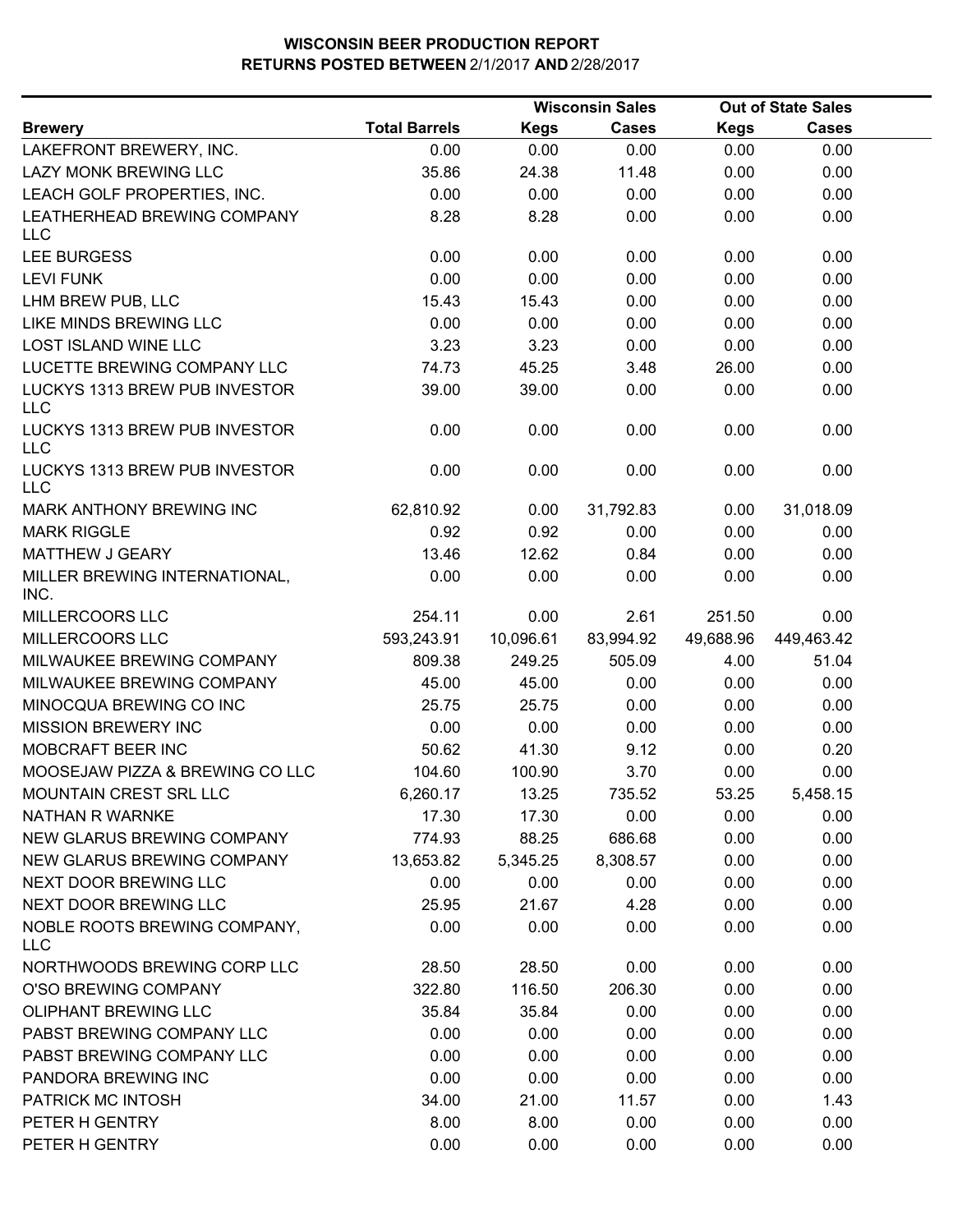**WISCONSIN BEER PRODUCTION REPORT**
**RETURNS POSTED BETWEEN 2/1/2017 AND 2/28/2017**

| | | Wisconsin Sales | | Out of State Sales | |
|---|---|---|---|---|---|
| **Brewery** | **Total Barrels** | **Kegs** | **Cases** | **Kegs** | **Cases** |
| LAKEFRONT BREWERY, INC. | 0.00 | 0.00 | 0.00 | 0.00 | 0.00 |
| LAZY MONK BREWING LLC | 35.86 | 24.38 | 11.48 | 0.00 | 0.00 |
| LEACH GOLF PROPERTIES, INC. | 0.00 | 0.00 | 0.00 | 0.00 | 0.00 |
| LEATHERHEAD BREWING COMPANY LLC | 8.28 | 8.28 | 0.00 | 0.00 | 0.00 |
| LEE BURGESS | 0.00 | 0.00 | 0.00 | 0.00 | 0.00 |
| LEVI FUNK | 0.00 | 0.00 | 0.00 | 0.00 | 0.00 |
| LHM BREW PUB, LLC | 15.43 | 15.43 | 0.00 | 0.00 | 0.00 |
| LIKE MINDS BREWING LLC | 0.00 | 0.00 | 0.00 | 0.00 | 0.00 |
| LOST ISLAND WINE LLC | 3.23 | 3.23 | 0.00 | 0.00 | 0.00 |
| LUCETTE BREWING COMPANY LLC | 74.73 | 45.25 | 3.48 | 26.00 | 0.00 |
| LUCKYS 1313 BREW PUB INVESTOR LLC | 39.00 | 39.00 | 0.00 | 0.00 | 0.00 |
| LUCKYS 1313 BREW PUB INVESTOR LLC | 0.00 | 0.00 | 0.00 | 0.00 | 0.00 |
| LUCKYS 1313 BREW PUB INVESTOR LLC | 0.00 | 0.00 | 0.00 | 0.00 | 0.00 |
| MARK ANTHONY BREWING INC | 62,810.92 | 0.00 | 31,792.83 | 0.00 | 31,018.09 |
| MARK RIGGLE | 0.92 | 0.92 | 0.00 | 0.00 | 0.00 |
| MATTHEW J GEARY | 13.46 | 12.62 | 0.84 | 0.00 | 0.00 |
| MILLER BREWING INTERNATIONAL, INC. | 0.00 | 0.00 | 0.00 | 0.00 | 0.00 |
| MILLERCOORS LLC | 254.11 | 0.00 | 2.61 | 251.50 | 0.00 |
| MILLERCOORS LLC | 593,243.91 | 10,096.61 | 83,994.92 | 49,688.96 | 449,463.42 |
| MILWAUKEE BREWING COMPANY | 809.38 | 249.25 | 505.09 | 4.00 | 51.04 |
| MILWAUKEE BREWING COMPANY | 45.00 | 45.00 | 0.00 | 0.00 | 0.00 |
| MINOCQUA BREWING CO INC | 25.75 | 25.75 | 0.00 | 0.00 | 0.00 |
| MISSION BREWERY INC | 0.00 | 0.00 | 0.00 | 0.00 | 0.00 |
| MOBCRAFT BEER INC | 50.62 | 41.30 | 9.12 | 0.00 | 0.20 |
| MOOSEJAW PIZZA & BREWING CO LLC | 104.60 | 100.90 | 3.70 | 0.00 | 0.00 |
| MOUNTAIN CREST SRL LLC | 6,260.17 | 13.25 | 735.52 | 53.25 | 5,458.15 |
| NATHAN R WARNKE | 17.30 | 17.30 | 0.00 | 0.00 | 0.00 |
| NEW GLARUS BREWING COMPANY | 774.93 | 88.25 | 686.68 | 0.00 | 0.00 |
| NEW GLARUS BREWING COMPANY | 13,653.82 | 5,345.25 | 8,308.57 | 0.00 | 0.00 |
| NEXT DOOR BREWING LLC | 0.00 | 0.00 | 0.00 | 0.00 | 0.00 |
| NEXT DOOR BREWING LLC | 25.95 | 21.67 | 4.28 | 0.00 | 0.00 |
| NOBLE ROOTS BREWING COMPANY, LLC | 0.00 | 0.00 | 0.00 | 0.00 | 0.00 |
| NORTHWOODS BREWING CORP LLC | 28.50 | 28.50 | 0.00 | 0.00 | 0.00 |
| O'SO BREWING COMPANY | 322.80 | 116.50 | 206.30 | 0.00 | 0.00 |
| OLIPHANT BREWING LLC | 35.84 | 35.84 | 0.00 | 0.00 | 0.00 |
| PABST BREWING COMPANY LLC | 0.00 | 0.00 | 0.00 | 0.00 | 0.00 |
| PABST BREWING COMPANY LLC | 0.00 | 0.00 | 0.00 | 0.00 | 0.00 |
| PANDORA BREWING INC | 0.00 | 0.00 | 0.00 | 0.00 | 0.00 |
| PATRICK MC INTOSH | 34.00 | 21.00 | 11.57 | 0.00 | 1.43 |
| PETER H GENTRY | 8.00 | 8.00 | 0.00 | 0.00 | 0.00 |
| PETER H GENTRY | 0.00 | 0.00 | 0.00 | 0.00 | 0.00 |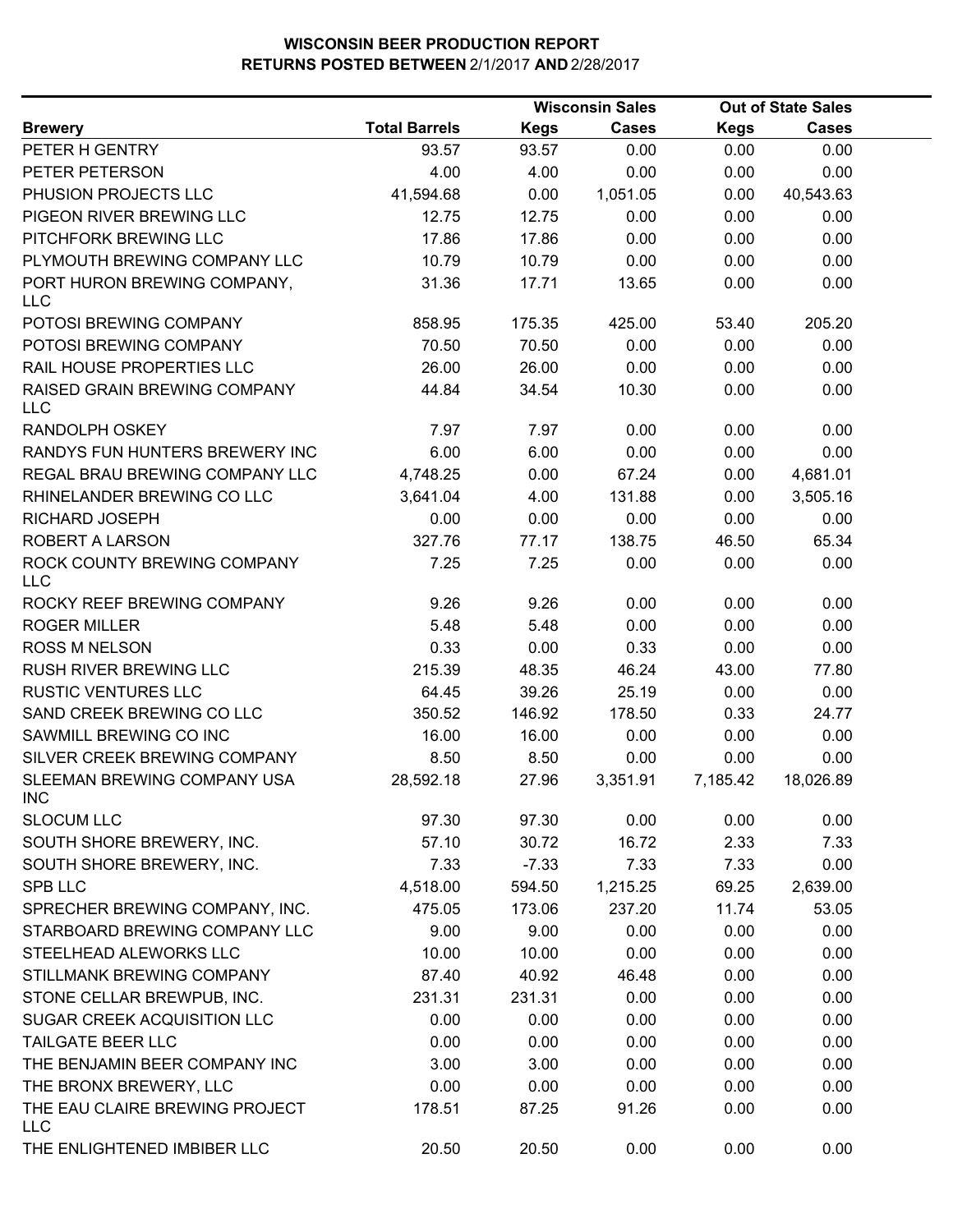# WISCONSIN BEER PRODUCTION REPORT
## RETURNS POSTED BETWEEN 2/1/2017 AND 2/28/2017

| | | Wisconsin Sales | | Out of State Sales | |
|---|---|---|---|---|---|
| **Brewery** | **Total Barrels** | **Kegs** | **Cases** | **Kegs** | **Cases** |
| PETER H GENTRY | 93.57 | 93.57 | 0.00 | 0.00 | 0.00 |
| PETER PETERSON | 4.00 | 4.00 | 0.00 | 0.00 | 0.00 |
| PHUSION PROJECTS LLC | 41,594.68 | 0.00 | 1,051.05 | 0.00 | 40,543.63 |
| PIGEON RIVER BREWING LLC | 12.75 | 12.75 | 0.00 | 0.00 | 0.00 |
| PITCHFORK BREWING LLC | 17.86 | 17.86 | 0.00 | 0.00 | 0.00 |
| PLYMOUTH BREWING COMPANY LLC | 10.79 | 10.79 | 0.00 | 0.00 | 0.00 |
| PORT HURON BREWING COMPANY, LLC | 31.36 | 17.71 | 13.65 | 0.00 | 0.00 |
| POTOSI BREWING COMPANY | 858.95 | 175.35 | 425.00 | 53.40 | 205.20 |
| POTOSI BREWING COMPANY | 70.50 | 70.50 | 0.00 | 0.00 | 0.00 |
| RAIL HOUSE PROPERTIES LLC | 26.00 | 26.00 | 0.00 | 0.00 | 0.00 |
| RAISED GRAIN BREWING COMPANY LLC | 44.84 | 34.54 | 10.30 | 0.00 | 0.00 |
| RANDOLPH OSKEY | 7.97 | 7.97 | 0.00 | 0.00 | 0.00 |
| RANDYS FUN HUNTERS BREWERY INC | 6.00 | 6.00 | 0.00 | 0.00 | 0.00 |
| REGAL BRAU BREWING COMPANY LLC | 4,748.25 | 0.00 | 67.24 | 0.00 | 4,681.01 |
| RHINELANDER BREWING CO LLC | 3,641.04 | 4.00 | 131.88 | 0.00 | 3,505.16 |
| RICHARD JOSEPH | 0.00 | 0.00 | 0.00 | 0.00 | 0.00 |
| ROBERT A LARSON | 327.76 | 77.17 | 138.75 | 46.50 | 65.34 |
| ROCK COUNTY BREWING COMPANY LLC | 7.25 | 7.25 | 0.00 | 0.00 | 0.00 |
| ROCKY REEF BREWING COMPANY | 9.26 | 9.26 | 0.00 | 0.00 | 0.00 |
| ROGER MILLER | 5.48 | 5.48 | 0.00 | 0.00 | 0.00 |
| ROSS M NELSON | 0.33 | 0.00 | 0.33 | 0.00 | 0.00 |
| RUSH RIVER BREWING LLC | 215.39 | 48.35 | 46.24 | 43.00 | 77.80 |
| RUSTIC VENTURES LLC | 64.45 | 39.26 | 25.19 | 0.00 | 0.00 |
| SAND CREEK BREWING CO LLC | 350.52 | 146.92 | 178.50 | 0.33 | 24.77 |
| SAWMILL BREWING CO INC | 16.00 | 16.00 | 0.00 | 0.00 | 0.00 |
| SILVER CREEK BREWING COMPANY | 8.50 | 8.50 | 0.00 | 0.00 | 0.00 |
| SLEEMAN BREWING COMPANY USA INC | 28,592.18 | 27.96 | 3,351.91 | 7,185.42 | 18,026.89 |
| SLOCUM LLC | 97.30 | 97.30 | 0.00 | 0.00 | 0.00 |
| SOUTH SHORE BREWERY, INC. | 57.10 | 30.72 | 16.72 | 2.33 | 7.33 |
| SOUTH SHORE BREWERY, INC. | 7.33 | -7.33 | 7.33 | 7.33 | 0.00 |
| SPB LLC | 4,518.00 | 594.50 | 1,215.25 | 69.25 | 2,639.00 |
| SPRECHER BREWING COMPANY, INC. | 475.05 | 173.06 | 237.20 | 11.74 | 53.05 |
| STARBOARD BREWING COMPANY LLC | 9.00 | 9.00 | 0.00 | 0.00 | 0.00 |
| STEELHEAD ALEWORKS LLC | 10.00 | 10.00 | 0.00 | 0.00 | 0.00 |
| STILLMANK BREWING COMPANY | 87.40 | 40.92 | 46.48 | 0.00 | 0.00 |
| STONE CELLAR BREWPUB, INC. | 231.31 | 231.31 | 0.00 | 0.00 | 0.00 |
| SUGAR CREEK ACQUISITION LLC | 0.00 | 0.00 | 0.00 | 0.00 | 0.00 |
| TAILGATE BEER LLC | 0.00 | 0.00 | 0.00 | 0.00 | 0.00 |
| THE BENJAMIN BEER COMPANY INC | 3.00 | 3.00 | 0.00 | 0.00 | 0.00 |
| THE BRONX BREWERY, LLC | 0.00 | 0.00 | 0.00 | 0.00 | 0.00 |
| THE EAU CLAIRE BREWING PROJECT LLC | 178.51 | 87.25 | 91.26 | 0.00 | 0.00 |
| THE ENLIGHTENED IMBIBER LLC | 20.50 | 20.50 | 0.00 | 0.00 | 0.00 |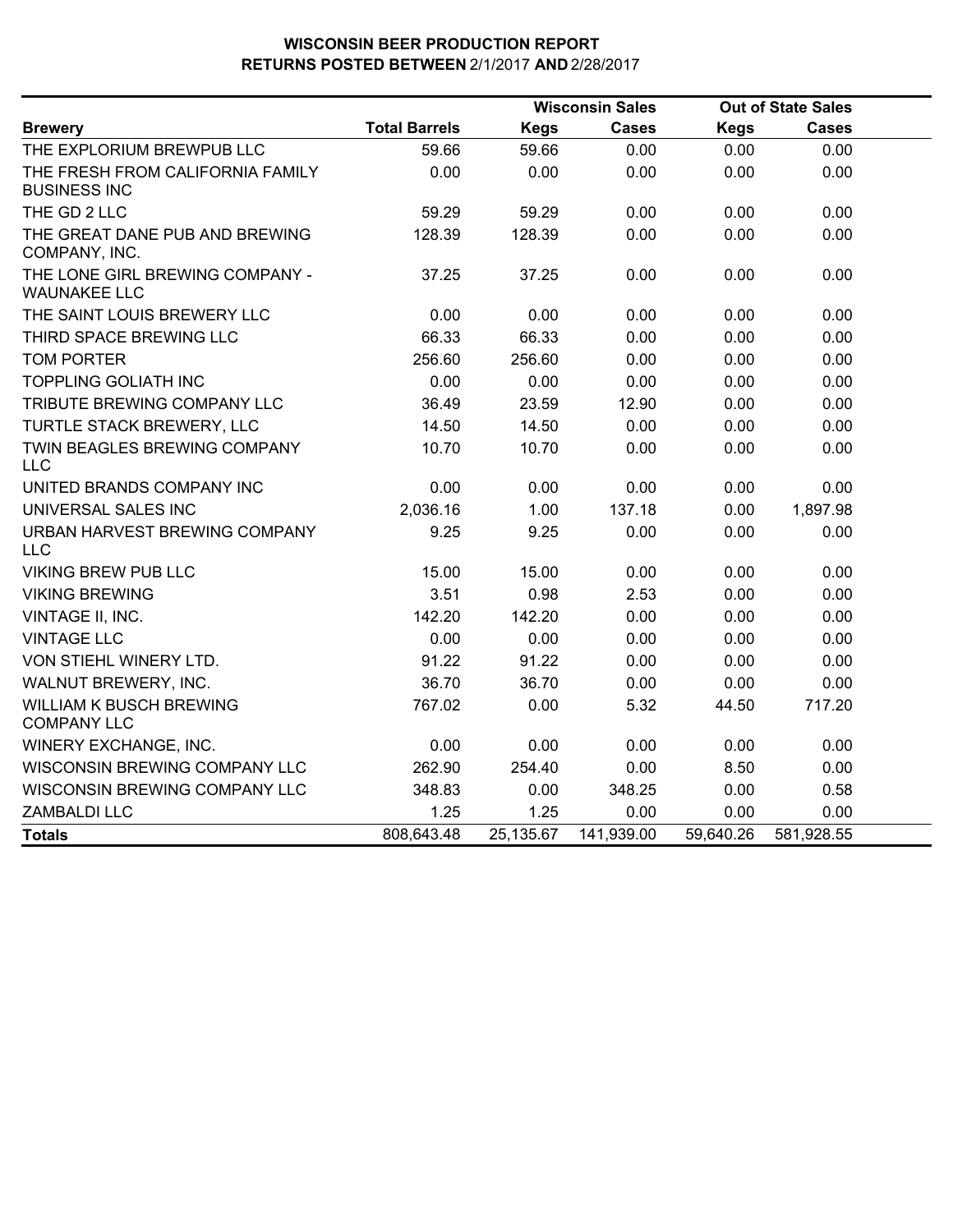**WISCONSIN BEER PRODUCTION REPORT**
**RETURNS POSTED BETWEEN 2/1/2017 AND 2/28/2017**

| | | Wisconsin Sales | | Out of State Sales | |
|---|---|---|---|---|---|
| **Brewery** | **Total Barrels** | **Kegs** | **Cases** | **Kegs** | **Cases** |
| THE EXPLORIUM BREWPUB LLC | 59.66 | 59.66 | 0.00 | 0.00 | 0.00 |
| THE FRESH FROM CALIFORNIA FAMILY BUSINESS INC | 0.00 | 0.00 | 0.00 | 0.00 | 0.00 |
| THE GD 2 LLC | 59.29 | 59.29 | 0.00 | 0.00 | 0.00 |
| THE GREAT DANE PUB AND BREWING COMPANY, INC. | 128.39 | 128.39 | 0.00 | 0.00 | 0.00 |
| THE LONE GIRL BREWING COMPANY - WAUNAKEE LLC | 37.25 | 37.25 | 0.00 | 0.00 | 0.00 |
| THE SAINT LOUIS BREWERY LLC | 0.00 | 0.00 | 0.00 | 0.00 | 0.00 |
| THIRD SPACE BREWING LLC | 66.33 | 66.33 | 0.00 | 0.00 | 0.00 |
| TOM PORTER | 256.60 | 256.60 | 0.00 | 0.00 | 0.00 |
| TOPPLING GOLIATH INC | 0.00 | 0.00 | 0.00 | 0.00 | 0.00 |
| TRIBUTE BREWING COMPANY LLC | 36.49 | 23.59 | 12.90 | 0.00 | 0.00 |
| TURTLE STACK BREWERY, LLC | 14.50 | 14.50 | 0.00 | 0.00 | 0.00 |
| TWIN BEAGLES BREWING COMPANY LLC | 10.70 | 10.70 | 0.00 | 0.00 | 0.00 |
| UNITED BRANDS COMPANY INC | 0.00 | 0.00 | 0.00 | 0.00 | 0.00 |
| UNIVERSAL SALES INC | 2,036.16 | 1.00 | 137.18 | 0.00 | 1,897.98 |
| URBAN HARVEST BREWING COMPANY LLC | 9.25 | 9.25 | 0.00 | 0.00 | 0.00 |
| VIKING BREW PUB LLC | 15.00 | 15.00 | 0.00 | 0.00 | 0.00 |
| VIKING BREWING | 3.51 | 0.98 | 2.53 | 0.00 | 0.00 |
| VINTAGE II, INC. | 142.20 | 142.20 | 0.00 | 0.00 | 0.00 |
| VINTAGE LLC | 0.00 | 0.00 | 0.00 | 0.00 | 0.00 |
| VON STIEHL WINERY LTD. | 91.22 | 91.22 | 0.00 | 0.00 | 0.00 |
| WALNUT BREWERY, INC. | 36.70 | 36.70 | 0.00 | 0.00 | 0.00 |
| WILLIAM K BUSCH BREWING COMPANY LLC | 767.02 | 0.00 | 5.32 | 44.50 | 717.20 |
| WINERY EXCHANGE, INC. | 0.00 | 0.00 | 0.00 | 0.00 | 0.00 |
| WISCONSIN BREWING COMPANY LLC | 262.90 | 254.40 | 0.00 | 8.50 | 0.00 |
| WISCONSIN BREWING COMPANY LLC | 348.83 | 0.00 | 348.25 | 0.00 | 0.58 |
| ZAMBALDI LLC | 1.25 | 1.25 | 0.00 | 0.00 | 0.00 |
| **Totals** | 808,643.48 | 25,135.67 | 141,939.00 | 59,640.26 | 581,928.55 |